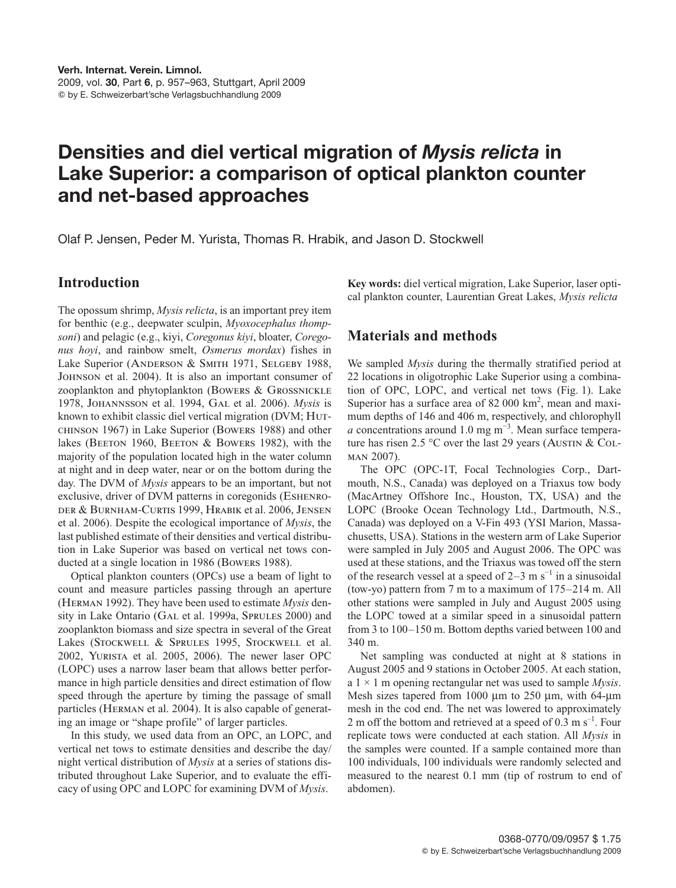# Densities and diel vertical migration of *Mysis relicta* in Lake Superior: a comparison of optical plankton counter and net-based approaches

Olaf P. Jensen, Peder M. Yurista, Thomas R. Hrabik, and Jason D. Stockwell

## Introduction

The opossum shrimp, *Mysis relicta*, is an important prey item for benthic (e.g., deepwater sculpin, *Myoxocephalus thompsoni*) and pelagic (e.g., kiyi, *Coregonus kiyi*, bloater, *Coregonus hoyi*, and rainbow smelt, *Osmerus mordax*) fishes in Lake Superior (Anderson & Smith 1971, Selgeby 1988, Johnson et al. 2004). It is also an important consumer of zooplankton and phytoplankton (Bowers & Grossnickle 1978, Johannsson et al. 1994, Gal et al. 2006). *Mysis* is known to exhibit classic diel vertical migration (DVM; Hutchinson 1967) in Lake Superior (Bowers 1988) and other lakes (Beeton 1960, Beeton & Bowers 1982), with the majority of the population located high in the water column at night and in deep water, near or on the bottom during the day. The DVM of *Mysis* appears to be an important, but not exclusive, driver of DVM patterns in coregonids (Eshenroder & Burnham-Curtis 1999, Hrabik et al. 2006, Jensen et al. 2006). Despite the ecological importance of *Mysis*, the last published estimate of their densities and vertical distribution in Lake Superior was based on vertical net tows conducted at a single location in 1986 (Bowers 1988).

Optical plankton counters (OPCs) use a beam of light to count and measure particles passing through an aperture (Herman 1992). They have been used to estimate *Mysis* density in Lake Ontario (Gal et al. 1999a, Sprules 2000) and zooplankton biomass and size spectra in several of the Great Lakes (Stockwell & Sprules 1995, Stockwell et al. 2002, Yurista et al. 2005, 2006). The newer laser OPC (LOPC) uses a narrow laser beam that allows better performance in high particle densities and direct estimation of flow speed through the aperture by timing the passage of small particles (Herman et al. 2004). It is also capable of generating an image or "shape profile" of larger particles.

In this study, we used data from an OPC, an LOPC, and vertical net tows to estimate densities and describe the day/night vertical distribution of *Mysis* at a series of stations distributed throughout Lake Superior, and to evaluate the efficacy of using OPC and LOPC for examining DVM of *Mysis*.

**Key words:** diel vertical migration, Lake Superior, laser optical plankton counter, Laurentian Great Lakes, *Mysis relicta*

## Materials and methods

We sampled *Mysis* during the thermally stratified period at 22 locations in oligotrophic Lake Superior using a combination of OPC, LOPC, and vertical net tows (Fig. 1). Lake Superior has a surface area of 82 000 km$^2$, mean and maximum depths of 146 and 406 m, respectively, and chlorophyll *a* concentrations around 1.0 mg m$^{-3}$. Mean surface temperature has risen 2.5 °C over the last 29 years (Austin & Colman 2007).

The OPC (OPC-1T, Focal Technologies Corp., Dartmouth, N.S., Canada) was deployed on a Triaxus tow body (MacArtney Offshore Inc., Houston, TX, USA) and the LOPC (Brooke Ocean Technology Ltd., Dartmouth, N.S., Canada) was deployed on a V-Fin 493 (YSI Marion, Massachusetts, USA). Stations in the western arm of Lake Superior were sampled in July 2005 and August 2006. The OPC was used at these stations, and the Triaxus was towed off the stern of the research vessel at a speed of 2–3 m s$^{-1}$ in a sinusoidal (tow-yo) pattern from 7 m to a maximum of 175–214 m. All other stations were sampled in July and August 2005 using the LOPC towed at a similar speed in a sinusoidal pattern from 3 to 100–150 m. Bottom depths varied between 100 and 340 m.

Net sampling was conducted at night at 8 stations in August 2005 and 9 stations in October 2005. At each station, a 1 × 1 m opening rectangular net was used to sample *Mysis*. Mesh sizes tapered from 1000 µm to 250 µm, with 64-µm mesh in the cod end. The net was lowered to approximately 2 m off the bottom and retrieved at a speed of 0.3 m s$^{-1}$. Four replicate tows were conducted at each station. All *Mysis* in the samples were counted. If a sample contained more than 100 individuals, 100 individuals were randomly selected and measured to the nearest 0.1 mm (tip of rostrum to end of abdomen).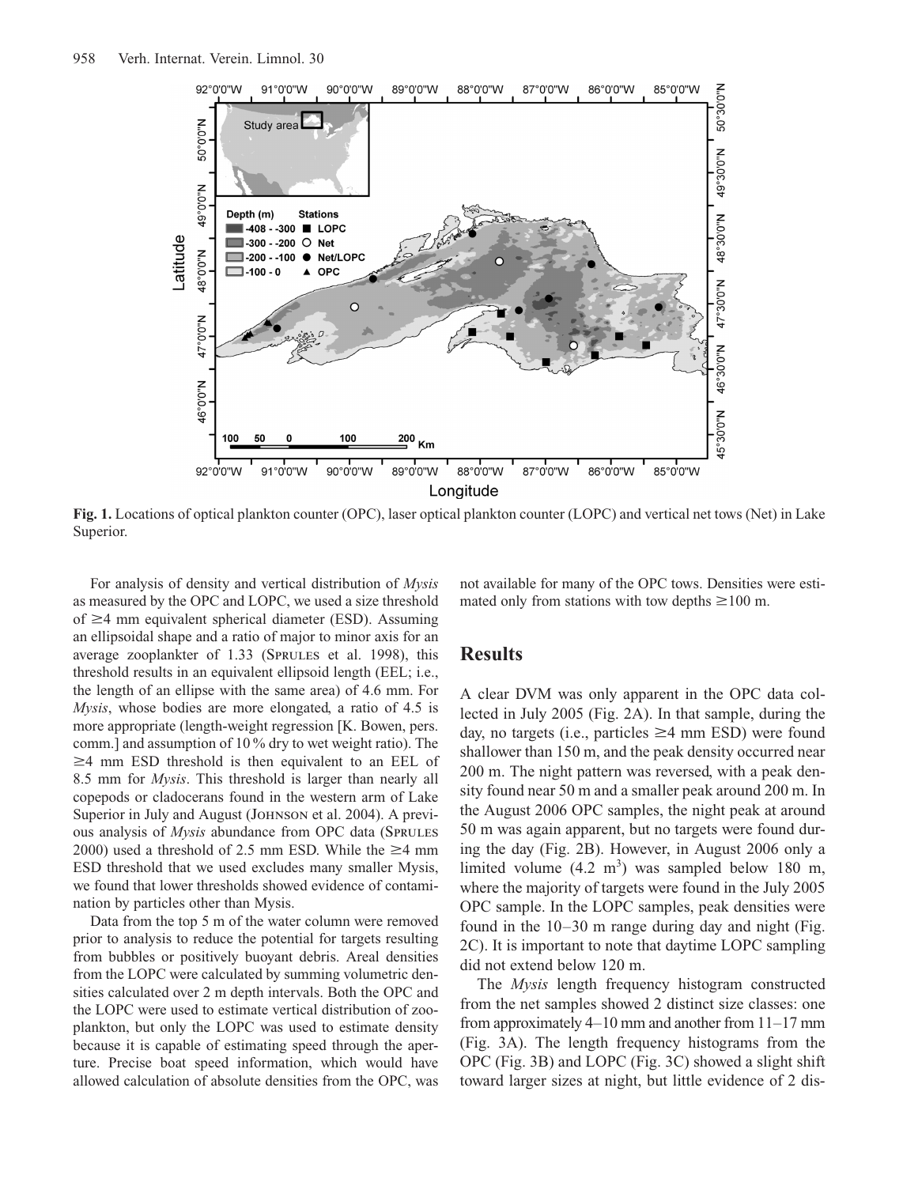**Fig. 1.** Locations of optical plankton counter (OPC), laser optical plankton counter (LOPC) and vertical net tows (Net) in Lake Superior.

For analysis of density and vertical distribution of *Mysis* as measured by the OPC and LOPC, we used a size threshold of ≥4 mm equivalent spherical diameter (ESD). Assuming an ellipsoidal shape and a ratio of major to minor axis for an average zooplankter of 1.33 (Sprules et al. 1998), this threshold results in an equivalent ellipsoid length (EEL; i.e., the length of an ellipse with the same area) of 4.6 mm. For *Mysis*, whose bodies are more elongated, a ratio of 4.5 is more appropriate (length-weight regression [K. Bowen, pers. comm.] and assumption of 10 % dry to wet weight ratio). The ≥4 mm ESD threshold is then equivalent to an EEL of 8.5 mm for *Mysis*. This threshold is larger than nearly all copepods or cladocerans found in the western arm of Lake Superior in July and August (Johnson et al. 2004). A previous analysis of *Mysis* abundance from OPC data (Sprules 2000) used a threshold of 2.5 mm ESD. While the ≥4 mm ESD threshold that we used excludes many smaller Mysis, we found that lower thresholds showed evidence of contamination by particles other than Mysis.

Data from the top 5 m of the water column were removed prior to analysis to reduce the potential for targets resulting from bubbles or positively buoyant debris. Areal densities from the LOPC were calculated by summing volumetric densities calculated over 2 m depth intervals. Both the OPC and the LOPC were used to estimate vertical distribution of zooplankton, but only the LOPC was used to estimate density because it is capable of estimating speed through the aperture. Precise boat speed information, which would have allowed calculation of absolute densities from the OPC, was not available for many of the OPC tows. Densities were estimated only from stations with tow depths ≥100 m.

## Results

A clear DVM was only apparent in the OPC data collected in July 2005 (Fig. 2A). In that sample, during the day, no targets (i.e., particles ≥4 mm ESD) were found shallower than 150 m, and the peak density occurred near 200 m. The night pattern was reversed, with a peak density found near 50 m and a smaller peak around 200 m. In the August 2006 OPC samples, the night peak at around 50 m was again apparent, but no targets were found during the day (Fig. 2B). However, in August 2006 only a limited volume (4.2 $m^3$) was sampled below 180 m, where the majority of targets were found in the July 2005 OPC sample. In the LOPC samples, peak densities were found in the 10–30 m range during day and night (Fig. 2C). It is important to note that daytime LOPC sampling did not extend below 120 m.

The *Mysis* length frequency histogram constructed from the net samples showed 2 distinct size classes: one from approximately 4–10 mm and another from 11–17 mm (Fig. 3A). The length frequency histograms from the OPC (Fig. 3B) and LOPC (Fig. 3C) showed a slight shift toward larger sizes at night, but little evidence of 2 dis-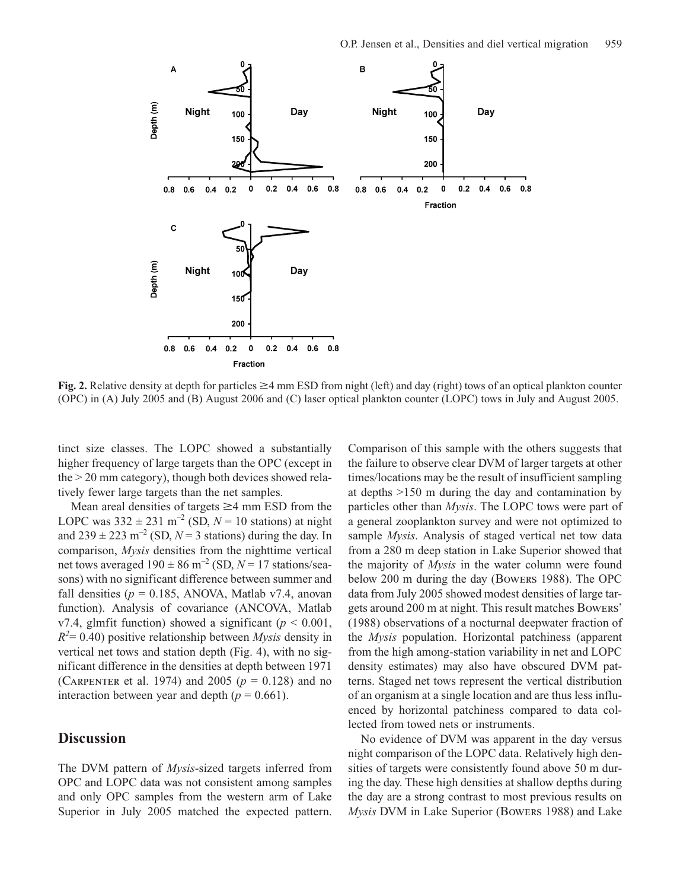**Fig. 2.** Relative density at depth for particles ≥4 mm ESD from night (left) and day (right) tows of an optical plankton counter (OPC) in (A) July 2005 and (B) August 2006 and (C) laser optical plankton counter (LOPC) tows in July and August 2005.

tinct size classes. The LOPC showed a substantially higher frequency of large targets than the OPC (except in the > 20 mm category), though both devices showed relatively fewer large targets than the net samples.

Mean areal densities of targets ≥4 mm ESD from the LOPC was $332 \pm 231$ m$^{-2}$ (SD, $N = 10$ stations) at night and $239 \pm 223$ m$^{-2}$ (SD, $N = 3$ stations) during the day. In comparison, *Mysis* densities from the nighttime vertical net tows averaged $190 \pm 86$ m$^{-2}$ (SD, $N = 17$ stations/seasons) with no significant difference between summer and fall densities ($p = 0.185$, ANOVA, Matlab v7.4, anovan function). Analysis of covariance (ANCOVA, Matlab v7.4, glmfit function) showed a significant ($p < 0.001$, $R^2 = 0.40$) positive relationship between *Mysis* density in vertical net tows and station depth (Fig. 4), with no significant difference in the densities at depth between 1971 (Carpenter et al. 1974) and 2005 ($p = 0.128$) and no interaction between year and depth ($p = 0.661$).

## Discussion

The DVM pattern of *Mysis*-sized targets inferred from OPC and LOPC data was not consistent among samples and only OPC samples from the western arm of Lake Superior in July 2005 matched the expected pattern. Comparison of this sample with the others suggests that the failure to observe clear DVM of larger targets at other times/locations may be the result of insufficient sampling at depths >150 m during the day and contamination by particles other than *Mysis*. The LOPC tows were part of a general zooplankton survey and were not optimized to sample *Mysis*. Analysis of staged vertical net tow data from a 280 m deep station in Lake Superior showed that the majority of *Mysis* in the water column were found below 200 m during the day (Bowers 1988). The OPC data from July 2005 showed modest densities of large targets around 200 m at night. This result matches Bowers' (1988) observations of a nocturnal deepwater fraction of the *Mysis* population. Horizontal patchiness (apparent from the high among-station variability in net and LOPC density estimates) may also have obscured DVM patterns. Staged net tows represent the vertical distribution of an organism at a single location and are thus less influenced by horizontal patchiness compared to data collected from towed nets or instruments.

No evidence of DVM was apparent in the day versus night comparison of the LOPC data. Relatively high densities of targets were consistently found above 50 m during the day. These high densities at shallow depths during the day are a strong contrast to most previous results on *Mysis* DVM in Lake Superior (Bowers 1988) and Lake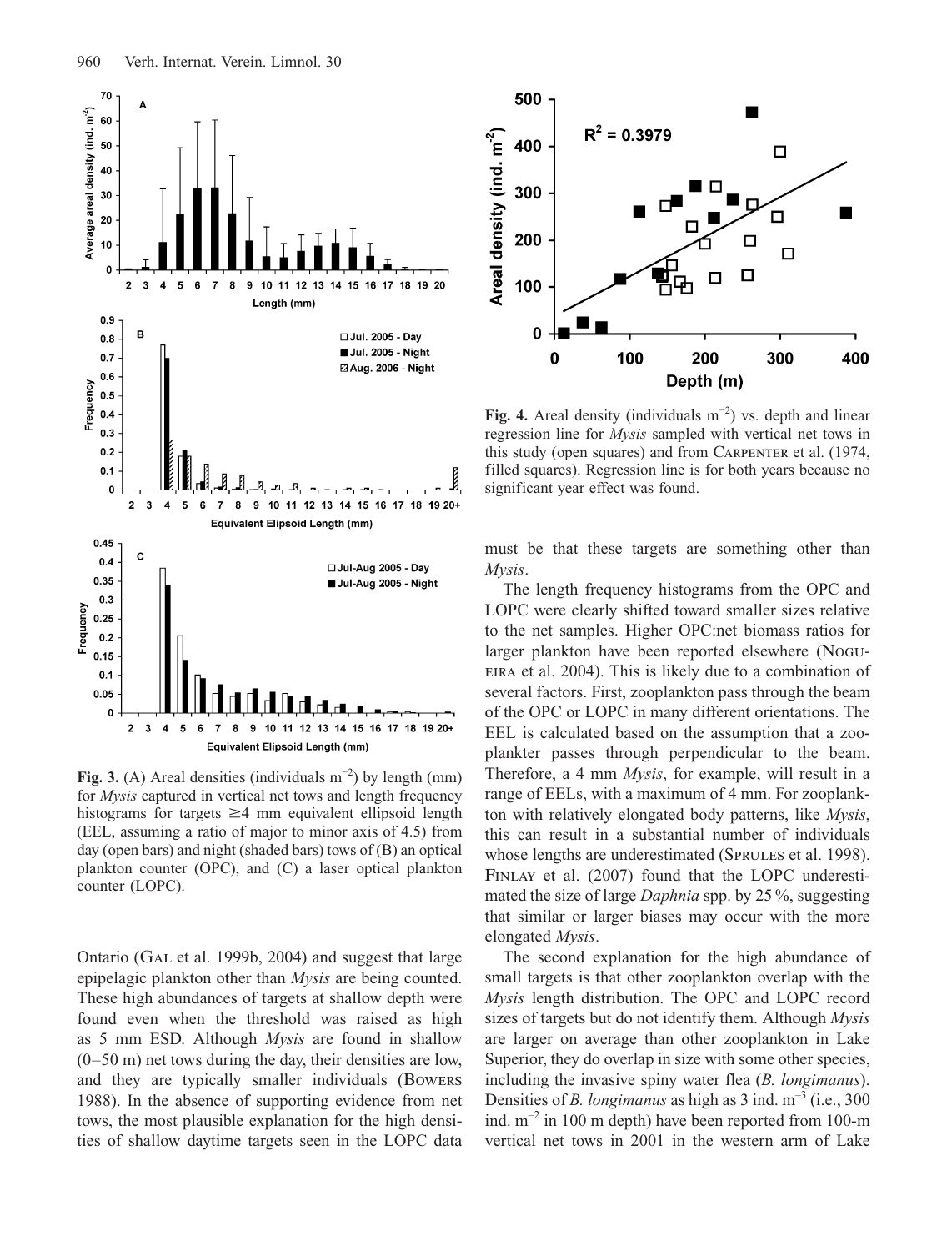**Fig. 3.** (A) Areal densities (individuals m$^{-2}$) by length (mm) for *Mysis* captured in vertical net tows and length frequency histograms for targets ≥4 mm equivalent ellipsoid length (EEL, assuming a ratio of major to minor axis of 4.5) from day (open bars) and night (shaded bars) tows of (B) an optical plankton counter (OPC), and (C) a laser optical plankton counter (LOPC).

**Fig. 4.** Areal density (individuals m$^{-2}$) vs. depth and linear regression line for *Mysis* sampled with vertical net tows in this study (open squares) and from Carpenter et al. (1974, filled squares). Regression line is for both years because no significant year effect was found.

Ontario (Gal et al. 1999b, 2004) and suggest that large epipelagic plankton other than *Mysis* are being counted. These high abundances of targets at shallow depth were found even when the threshold was raised as high as 5 mm ESD. Although *Mysis* are found in shallow (0–50 m) net tows during the day, their densities are low, and they are typically smaller individuals (Bowers 1988). In the absence of supporting evidence from net tows, the most plausible explanation for the high densities of shallow daytime targets seen in the LOPC data must be that these targets are something other than *Mysis*.

The length frequency histograms from the OPC and LOPC were clearly shifted toward smaller sizes relative to the net samples. Higher OPC:net biomass ratios for larger plankton have been reported elsewhere (Nogueira et al. 2004). This is likely due to a combination of several factors. First, zooplankton pass through the beam of the OPC or LOPC in many different orientations. The EEL is calculated based on the assumption that a zooplankter passes through perpendicular to the beam. Therefore, a 4 mm *Mysis*, for example, will result in a range of EELs, with a maximum of 4 mm. For zooplankton with relatively elongated body patterns, like *Mysis*, this can result in a substantial number of individuals whose lengths are underestimated (Sprules et al. 1998). Finlay et al. (2007) found that the LOPC underestimated the size of large *Daphnia* spp. by 25 %, suggesting that similar or larger biases may occur with the more elongated *Mysis*.

The second explanation for the high abundance of small targets is that other zooplankton overlap with the *Mysis* length distribution. The OPC and LOPC record sizes of targets but do not identify them. Although *Mysis* are larger on average than other zooplankton in Lake Superior, they do overlap in size with some other species, including the invasive spiny water flea (*B. longimanus*). Densities of *B. longimanus* as high as 3 ind. m$^{-3}$ (i.e., 300 ind. m$^{-2}$ in 100 m depth) have been reported from 100-m vertical net tows in 2001 in the western arm of Lake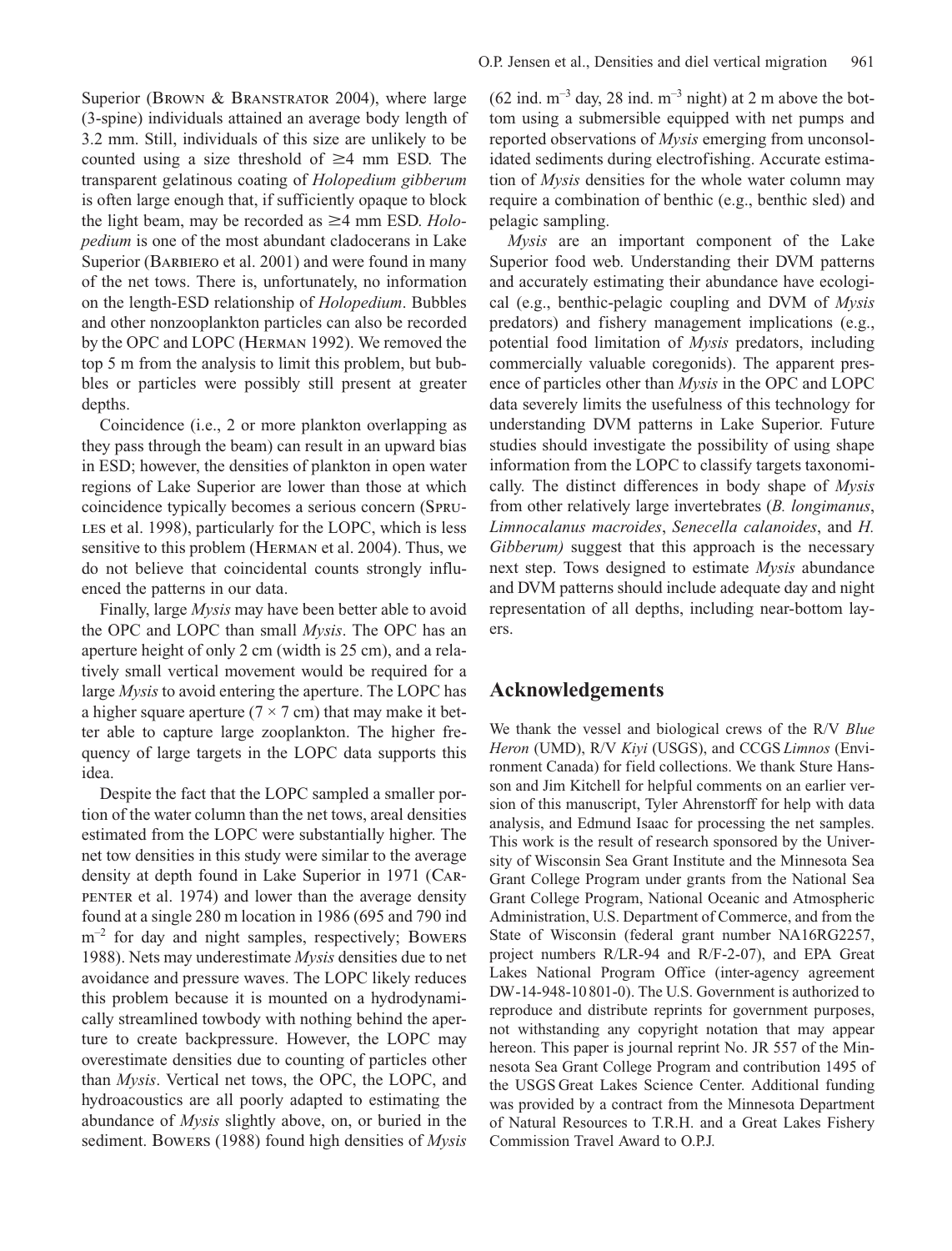Superior (Brown & Branstrator 2004), where large (3-spine) individuals attained an average body length of 3.2 mm. Still, individuals of this size are unlikely to be counted using a size threshold of ≥4 mm ESD. The transparent gelatinous coating of *Holopedium gibberum* is often large enough that, if sufficiently opaque to block the light beam, may be recorded as ≥4 mm ESD. *Holopedium* is one of the most abundant cladocerans in Lake Superior (Barbiero et al. 2001) and were found in many of the net tows. There is, unfortunately, no information on the length-ESD relationship of *Holopedium*. Bubbles and other nonzooplankton particles can also be recorded by the OPC and LOPC (Herman 1992). We removed the top 5 m from the analysis to limit this problem, but bubbles or particles were possibly still present at greater depths.

Coincidence (i.e., 2 or more plankton overlapping as they pass through the beam) can result in an upward bias in ESD; however, the densities of plankton in open water regions of Lake Superior are lower than those at which coincidence typically becomes a serious concern (Sprules et al. 1998), particularly for the LOPC, which is less sensitive to this problem (Herman et al. 2004). Thus, we do not believe that coincidental counts strongly influenced the patterns in our data.

Finally, large *Mysis* may have been better able to avoid the OPC and LOPC than small *Mysis*. The OPC has an aperture height of only 2 cm (width is 25 cm), and a relatively small vertical movement would be required for a large *Mysis* to avoid entering the aperture. The LOPC has a higher square aperture (7 × 7 cm) that may make it better able to capture large zooplankton. The higher frequency of large targets in the LOPC data supports this idea.

Despite the fact that the LOPC sampled a smaller portion of the water column than the net tows, areal densities estimated from the LOPC were substantially higher. The net tow densities in this study were similar to the average density at depth found in Lake Superior in 1971 (Carpenter et al. 1974) and lower than the average density found at a single 280 m location in 1986 (695 and 790 ind $m^{-2}$ for day and night samples, respectively; Bowers 1988). Nets may underestimate *Mysis* densities due to net avoidance and pressure waves. The LOPC likely reduces this problem because it is mounted on a hydrodynamically streamlined towbody with nothing behind the aperture to create backpressure. However, the LOPC may overestimate densities due to counting of particles other than *Mysis*. Vertical net tows, the OPC, the LOPC, and hydroacoustics are all poorly adapted to estimating the abundance of *Mysis* slightly above, on, or buried in the sediment. Bowers (1988) found high densities of *Mysis* (62 ind. $m^{-3}$ day, 28 ind. $m^{-3}$ night) at 2 m above the bottom using a submersible equipped with net pumps and reported observations of *Mysis* emerging from unconsolidated sediments during electrofishing. Accurate estimation of *Mysis* densities for the whole water column may require a combination of benthic (e.g., benthic sled) and pelagic sampling.

*Mysis* are an important component of the Lake Superior food web. Understanding their DVM patterns and accurately estimating their abundance have ecological (e.g., benthic-pelagic coupling and DVM of *Mysis* predators) and fishery management implications (e.g., potential food limitation of *Mysis* predators, including commercially valuable coregonids). The apparent presence of particles other than *Mysis* in the OPC and LOPC data severely limits the usefulness of this technology for understanding DVM patterns in Lake Superior. Future studies should investigate the possibility of using shape information from the LOPC to classify targets taxonomically. The distinct differences in body shape of *Mysis* from other relatively large invertebrates (*B. longimanus*, *Limnocalanus macroides*, *Senecella calanoides*, and *H. Gibberum)* suggest that this approach is the necessary next step. Tows designed to estimate *Mysis* abundance and DVM patterns should include adequate day and night representation of all depths, including near-bottom layers.

## Acknowledgements

We thank the vessel and biological crews of the R/V *Blue Heron* (UMD), R/V *Kiyi* (USGS), and CCGS *Limnos* (Environment Canada) for field collections. We thank Sture Hansson and Jim Kitchell for helpful comments on an earlier version of this manuscript, Tyler Ahrenstorff for help with data analysis, and Edmund Isaac for processing the net samples. This work is the result of research sponsored by the University of Wisconsin Sea Grant Institute and the Minnesota Sea Grant College Program under grants from the National Sea Grant College Program, National Oceanic and Atmospheric Administration, U.S. Department of Commerce, and from the State of Wisconsin (federal grant number NA16RG2257, project numbers R/LR-94 and R/F-2-07), and EPA Great Lakes National Program Office (inter-agency agreement DW-14-948-10 801-0). The U.S. Government is authorized to reproduce and distribute reprints for government purposes, not withstanding any copyright notation that may appear hereon. This paper is journal reprint No. JR 557 of the Minnesota Sea Grant College Program and contribution 1495 of the USGS Great Lakes Science Center. Additional funding was provided by a contract from the Minnesota Department of Natural Resources to T.R.H. and a Great Lakes Fishery Commission Travel Award to O.P.J.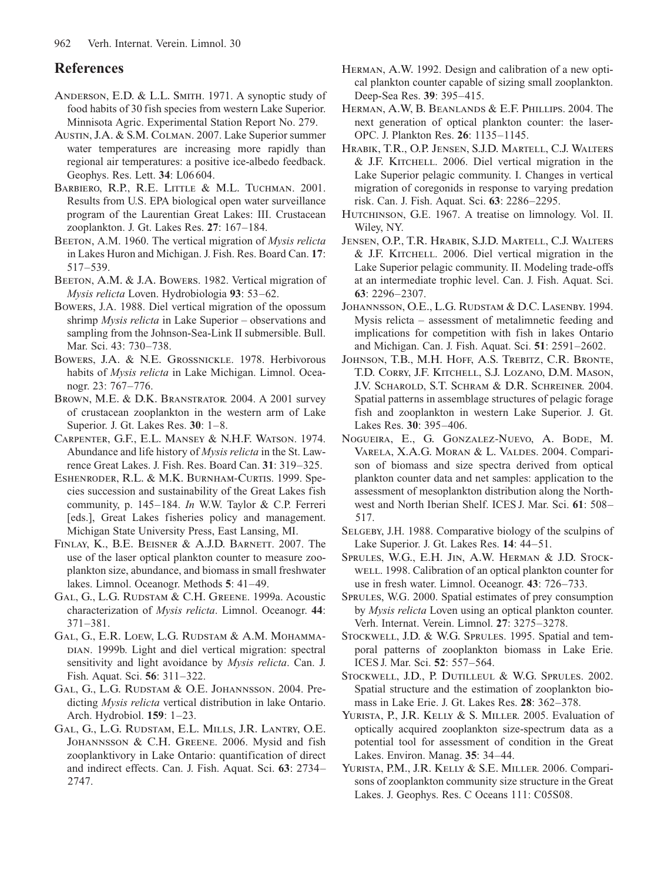## References

Anderson, E.D. & L.L. Smith. 1971. A synoptic study of food habits of 30 fish species from western Lake Superior. Minnisota Agric. Experimental Station Report No. 279.

Austin, J.A. & S.M. Colman. 2007. Lake Superior summer water temperatures are increasing more rapidly than regional air temperatures: a positive ice-albedo feedback. Geophys. Res. Lett. **34**: L06 604.

Barbiero, R.P., R.E. Little & M.L. Tuchman. 2001. Results from U.S. EPA biological open water surveillance program of the Laurentian Great Lakes: III. Crustacean zooplankton. J. Gt. Lakes Res. **27**: 167–184.

Beeton, A.M. 1960. The vertical migration of *Mysis relicta* in Lakes Huron and Michigan. J. Fish. Res. Board Can. **17**: 517–539.

Beeton, A.M. & J.A. Bowers. 1982. Vertical migration of *Mysis relicta* Loven. Hydrobiologia **93**: 53–62.

Bowers, J.A. 1988. Diel vertical migration of the opossum shrimp *Mysis relicta* in Lake Superior – observations and sampling from the Johnson-Sea-Link II submersible. Bull. Mar. Sci. 43: 730–738.

Bowers, J.A. & N.E. Grossnickle. 1978. Herbivorous habits of *Mysis relicta* in Lake Michigan. Limnol. Oceanogr. 23: 767–776.

Brown, M.E. & D.K. Branstrator. 2004. A 2001 survey of crustacean zooplankton in the western arm of Lake Superior. J. Gt. Lakes Res. **30**: 1–8.

Carpenter, G.F., E.L. Mansey & N.H.F. Watson. 1974. Abundance and life history of *Mysis relicta* in the St. Lawrence Great Lakes. J. Fish. Res. Board Can. **31**: 319–325.

Eshenroder, R.L. & M.K. Burnham-Curtis. 1999. Species succession and sustainability of the Great Lakes fish community, p. 145–184. *In* W.W. Taylor & C.P. Ferreri [eds.], Great Lakes fisheries policy and management. Michigan State University Press, East Lansing, MI.

Finlay, K., B.E. Beisner & A.J.D. Barnett. 2007. The use of the laser optical plankton counter to measure zooplankton size, abundance, and biomass in small freshwater lakes. Limnol. Oceanogr. Methods **5**: 41–49.

Gal, G., L.G. Rudstam & C.H. Greene. 1999a. Acoustic characterization of *Mysis relicta*. Limnol. Oceanogr. **44**: 371–381.

Gal, G., E.R. Loew, L.G. Rudstam & A.M. Mohammadian. 1999b. Light and diel vertical migration: spectral sensitivity and light avoidance by *Mysis relicta*. Can. J. Fish. Aquat. Sci. **56**: 311–322.

Gal, G., L.G. Rudstam & O.E. Johannsson. 2004. Predicting *Mysis relicta* vertical distribution in lake Ontario. Arch. Hydrobiol. **159**: 1–23.

Gal, G., L.G. Rudstam, E.L. Mills, J.R. Lantry, O.E. Johannsson & C.H. Greene. 2006. Mysid and fish zooplanktivory in Lake Ontario: quantification of direct and indirect effects. Can. J. Fish. Aquat. Sci. **63**: 2734–2747.

Herman, A.W. 1992. Design and calibration of a new optical plankton counter capable of sizing small zooplankton. Deep-Sea Res. **39**: 395–415.

Herman, A.W, B. Beanlands & E.F. Phillips. 2004. The next generation of optical plankton counter: the laser-OPC. J. Plankton Res. **26**: 1135–1145.

Hrabik, T.R., O.P. Jensen, S.J.D. Martell, C.J. Walters & J.F. Kitchell. 2006. Diel vertical migration in the Lake Superior pelagic community. I. Changes in vertical migration of coregonids in response to varying predation risk. Can. J. Fish. Aquat. Sci. **63**: 2286–2295.

Hutchinson, G.E. 1967. A treatise on limnology. Vol. II. Wiley, NY.

Jensen, O.P., T.R. Hrabik, S.J.D. Martell, C.J. Walters & J.F. Kitchell. 2006. Diel vertical migration in the Lake Superior pelagic community. II. Modeling trade-offs at an intermediate trophic level. Can. J. Fish. Aquat. Sci. **63**: 2296–2307.

Johannsson, O.E., L.G. Rudstam & D.C. Lasenby. 1994. Mysis relicta – assessment of metalimnetic feeding and implications for competition with fish in lakes Ontario and Michigan. Can. J. Fish. Aquat. Sci. **51**: 2591–2602.

Johnson, T.B., M.H. Hoff, A.S. Trebitz, C.R. Bronte, T.D. Corry, J.F. Kitchell, S.J. Lozano, D.M. Mason, J.V. Scharold, S.T. Schram & D.R. Schreiner. 2004. Spatial patterns in assemblage structures of pelagic forage fish and zooplankton in western Lake Superior. J. Gt. Lakes Res. **30**: 395–406.

Nogueira, E., G. Gonzalez-Nuevo, A. Bode, M. Varela, X.A.G. Moran & L. Valdes. 2004. Comparison of biomass and size spectra derived from optical plankton counter data and net samples: application to the assessment of mesoplankton distribution along the Northwest and North Iberian Shelf. ICES J. Mar. Sci. **61**: 508–517.

Selgeby, J.H. 1988. Comparative biology of the sculpins of Lake Superior. J. Gt. Lakes Res. **14**: 44–51.

Sprules, W.G., E.H. Jin, A.W. Herman & J.D. Stockwell. 1998. Calibration of an optical plankton counter for use in fresh water. Limnol. Oceanogr. **43**: 726–733.

Sprules, W.G. 2000. Spatial estimates of prey consumption by *Mysis relicta* Loven using an optical plankton counter. Verh. Internat. Verein. Limnol. **27**: 3275–3278.

Stockwell, J.D. & W.G. Sprules. 1995. Spatial and temporal patterns of zooplankton biomass in Lake Erie. ICES J. Mar. Sci. **52**: 557–564.

Stockwell, J.D., P. Dutilleul & W.G. Sprules. 2002. Spatial structure and the estimation of zooplankton biomass in Lake Erie. J. Gt. Lakes Res. **28**: 362–378.

Yurista, P., J.R. Kelly & S. Miller. 2005. Evaluation of optically acquired zooplankton size-spectrum data as a potential tool for assessment of condition in the Great Lakes. Environ. Manag. **35**: 34–44.

Yurista, P.M., J.R. Kelly & S.E. Miller. 2006. Comparisons of zooplankton community size structure in the Great Lakes. J. Geophys. Res. C Oceans 111: C05S08.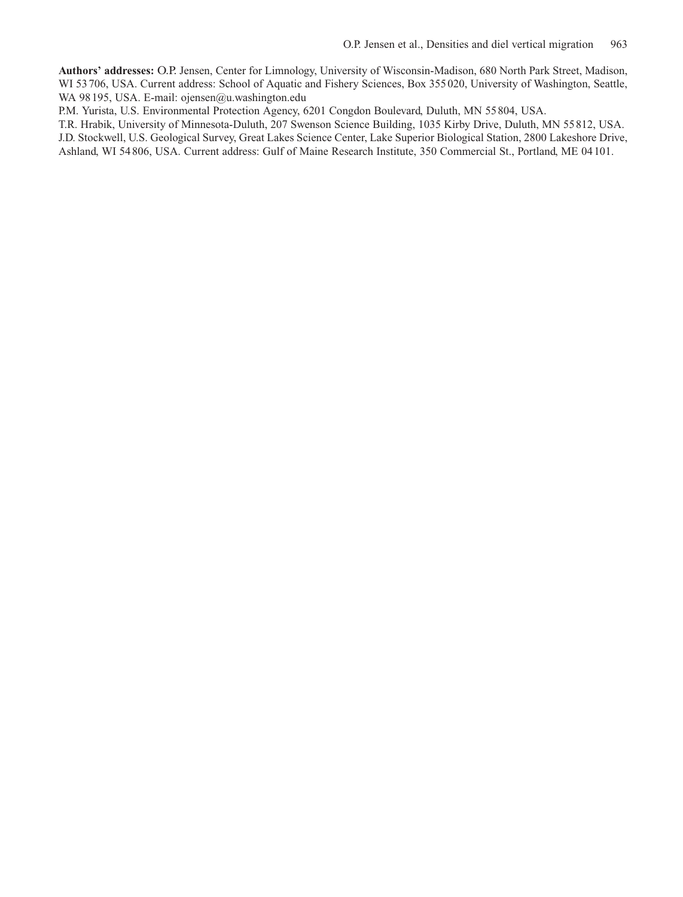**Authors' addresses:** O.P. Jensen, Center for Limnology, University of Wisconsin-Madison, 680 North Park Street, Madison, WI 53 706, USA. Current address: School of Aquatic and Fishery Sciences, Box 355 020, University of Washington, Seattle, WA 98 195, USA. E-mail: ojensen@u.washington.edu

P.M. Yurista, U.S. Environmental Protection Agency, 6201 Congdon Boulevard, Duluth, MN 55 804, USA.

T.R. Hrabik, University of Minnesota-Duluth, 207 Swenson Science Building, 1035 Kirby Drive, Duluth, MN 55 812, USA.

J.D. Stockwell, U.S. Geological Survey, Great Lakes Science Center, Lake Superior Biological Station, 2800 Lakeshore Drive, Ashland, WI 54 806, USA. Current address: Gulf of Maine Research Institute, 350 Commercial St., Portland, ME 04 101.